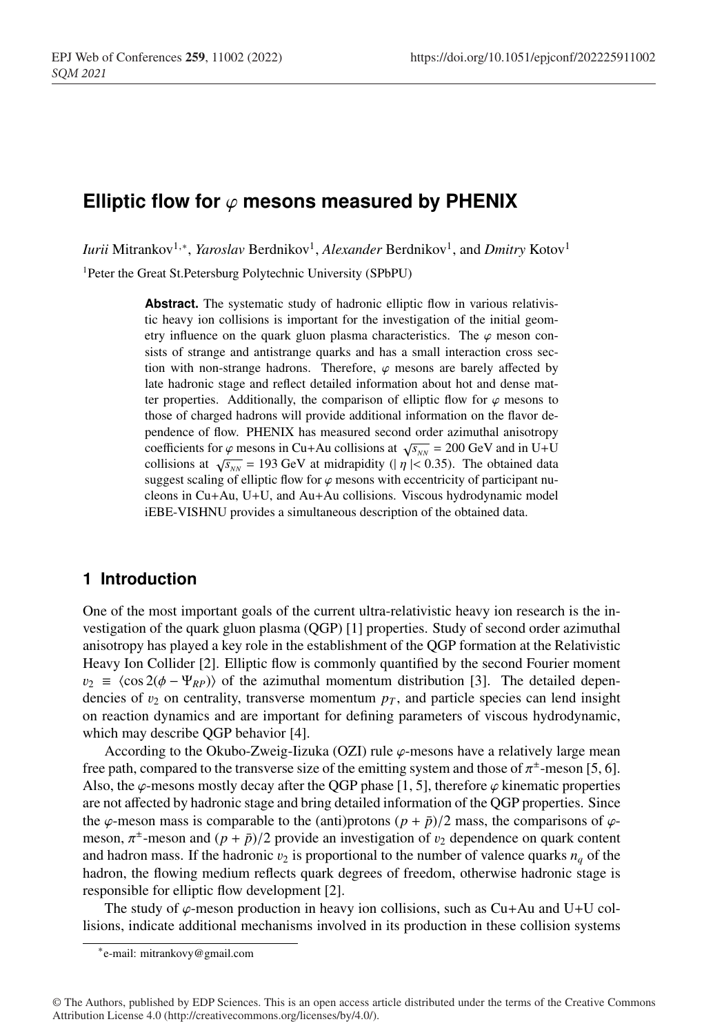# Elliptic flow for $\varphi$ mesons measured by PHENIX

*Iurii* Mitrankov[1,*], *Yaroslav* Berdnikov[1], *Alexander* Berdnikov[1], and *Dmitry* Kotov[1]

[1]Peter the Great St.Petersburg Polytechnic University (SPbPU)

**Abstract.** The systematic study of hadronic elliptic flow in various relativistic heavy ion collisions is important for the investigation of the initial geometry influence on the quark gluon plasma characteristics. The $\varphi$ meson consists of strange and antistrange quarks and has a small interaction cross section with non-strange hadrons. Therefore, $\varphi$ mesons are barely affected by late hadronic stage and reflect detailed information about hot and dense matter properties. Additionally, the comparison of elliptic flow for $\varphi$ mesons to those of charged hadrons will provide additional information on the flavor dependence of flow. PHENIX has measured second order azimuthal anisotropy coefficients for $\varphi$ mesons in Cu+Au collisions at $\sqrt{s_{NN}}$ = 200 GeV and in U+U collisions at $\sqrt{s_{NN}}$ = 193 GeV at midrapidity ($|\eta| < 0.35$). The obtained data suggest scaling of elliptic flow for $\varphi$ mesons with eccentricity of participant nucleons in Cu+Au, U+U, and Au+Au collisions. Viscous hydrodynamic model iEBE-VISHNU provides a simultaneous description of the obtained data.

## 1 Introduction

One of the most important goals of the current ultra-relativistic heavy ion research is the investigation of the quark gluon plasma (QGP) [1] properties. Study of second order azimuthal anisotropy has played a key role in the establishment of the QGP formation at the Relativistic Heavy Ion Collider [2]. Elliptic flow is commonly quantified by the second Fourier moment $v_2 \equiv \langle \cos 2(\phi - \Psi_{RP}) \rangle$ of the azimuthal momentum distribution [3]. The detailed dependencies of $v_2$ on centrality, transverse momentum $p_T$, and particle species can lend insight on reaction dynamics and are important for defining parameters of viscous hydrodynamic, which may describe QGP behavior [4].

According to the Okubo-Zweig-Iizuka (OZI) rule $\varphi$-mesons have a relatively large mean free path, compared to the transverse size of the emitting system and those of $\pi^{\pm}$-meson [5, 6]. Also, the $\varphi$-mesons mostly decay after the QGP phase [1, 5], therefore $\varphi$ kinematic properties are not affected by hadronic stage and bring detailed information of the QGP properties. Since the $\varphi$-meson mass is comparable to the (anti)protons $(p + \bar{p})/2$ mass, the comparisons of $\varphi$-meson, $\pi^{\pm}$-meson and $(p + \bar{p})/2$ provide an investigation of $v_2$ dependence on quark content and hadron mass. If the hadronic $v_2$ is proportional to the number of valence quarks $n_q$ of the hadron, the flowing medium reflects quark degrees of freedom, otherwise hadronic stage is responsible for elliptic flow development [2].

The study of $\varphi$-meson production in heavy ion collisions, such as Cu+Au and U+U collisions, indicate additional mechanisms involved in its production in these collision systems

*e-mail: mitrankovy@gmail.com

© The Authors, published by EDP Sciences. This is an open access article distributed under the terms of the Creative Commons Attribution License 4.0 (http://creativecommons.org/licenses/by/4.0/).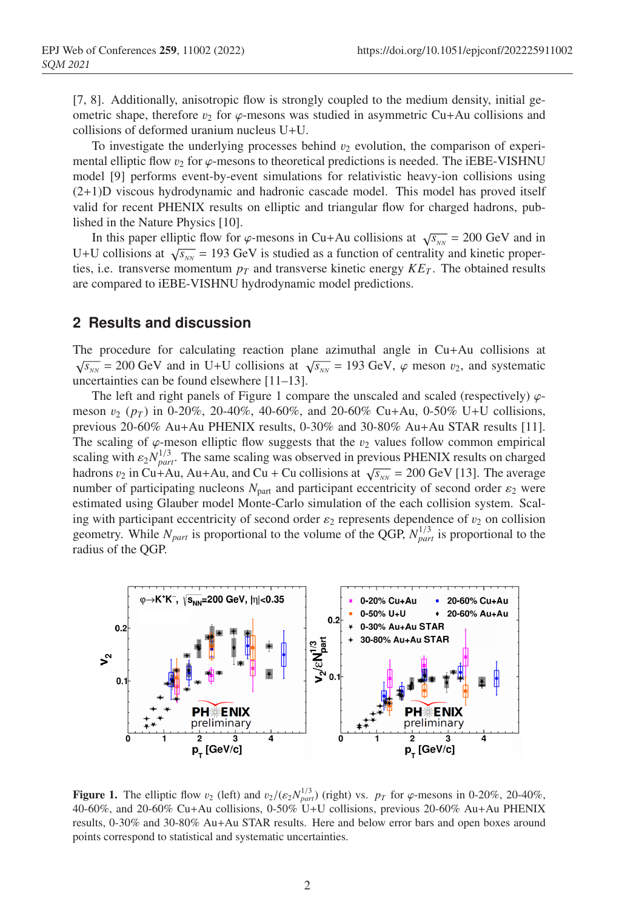[7, 8]. Additionally, anisotropic flow is strongly coupled to the medium density, initial geometric shape, therefore $v_2$ for $\varphi$-mesons was studied in asymmetric Cu+Au collisions and collisions of deformed uranium nucleus U+U.

To investigate the underlying processes behind $v_2$ evolution, the comparison of experimental elliptic flow $v_2$ for $\varphi$-mesons to theoretical predictions is needed. The iEBE-VISHNU model [9] performs event-by-event simulations for relativistic heavy-ion collisions using (2+1)D viscous hydrodynamic and hadronic cascade model. This model has proved itself valid for recent PHENIX results on elliptic and triangular flow for charged hadrons, published in the Nature Physics [10].

In this paper elliptic flow for $\varphi$-mesons in Cu+Au collisions at $\sqrt{s_{_{NN}}}$ = 200 GeV and in U+U collisions at $\sqrt{s_{_{NN}}}$ = 193 GeV is studied as a function of centrality and kinetic properties, i.e. transverse momentum $p_T$ and transverse kinetic energy $KE_T$. The obtained results are compared to iEBE-VISHNU hydrodynamic model predictions.

## 2 Results and discussion

The procedure for calculating reaction plane azimuthal angle in Cu+Au collisions at $\sqrt{s_{_{NN}}}$ = 200 GeV and in U+U collisions at $\sqrt{s_{_{NN}}}$ = 193 GeV, $\varphi$ meson $v_2$, and systematic uncertainties can be found elsewhere [11–13].

The left and right panels of Figure 1 compare the unscaled and scaled (respectively) $\varphi$-meson $v_2$ ($p_T$) in 0-20%, 20-40%, 40-60%, and 20-60% Cu+Au, 0-50% U+U collisions, previous 20-60% Au+Au PHENIX results, 0-30% and 30-80% Au+Au STAR results [11]. The scaling of $\varphi$-meson elliptic flow suggests that the $v_2$ values follow common empirical scaling with $\varepsilon_2 N_{part}^{1/3}$. The same scaling was observed in previous PHENIX results on charged hadrons $v_2$ in Cu+Au, Au+Au, and Cu + Cu collisions at $\sqrt{s_{_{NN}}}$ = 200 GeV [13]. The average number of participating nucleons $N_{\text{part}}$ and participant eccentricity of second order $\varepsilon_2$ were estimated using Glauber model Monte-Carlo simulation of the each collision system. Scaling with participant eccentricity of second order $\varepsilon_2$ represents dependence of $v_2$ on collision geometry. While $N_{part}$ is proportional to the volume of the QGP, $N_{part}^{1/3}$ is proportional to the radius of the QGP.

**Figure 1.** The elliptic flow $v_2$ (left) and $v_2/(\varepsilon_2 N_{part}^{1/3})$ (right) vs. $p_T$ for $\varphi$-mesons in 0-20%, 20-40%, 40-60%, and 20-60% Cu+Au collisions, 0-50% U+U collisions, previous 20-60% Au+Au PHENIX results, 0-30% and 30-80% Au+Au STAR results. Here and below error bars and open boxes around points correspond to statistical and systematic uncertainties.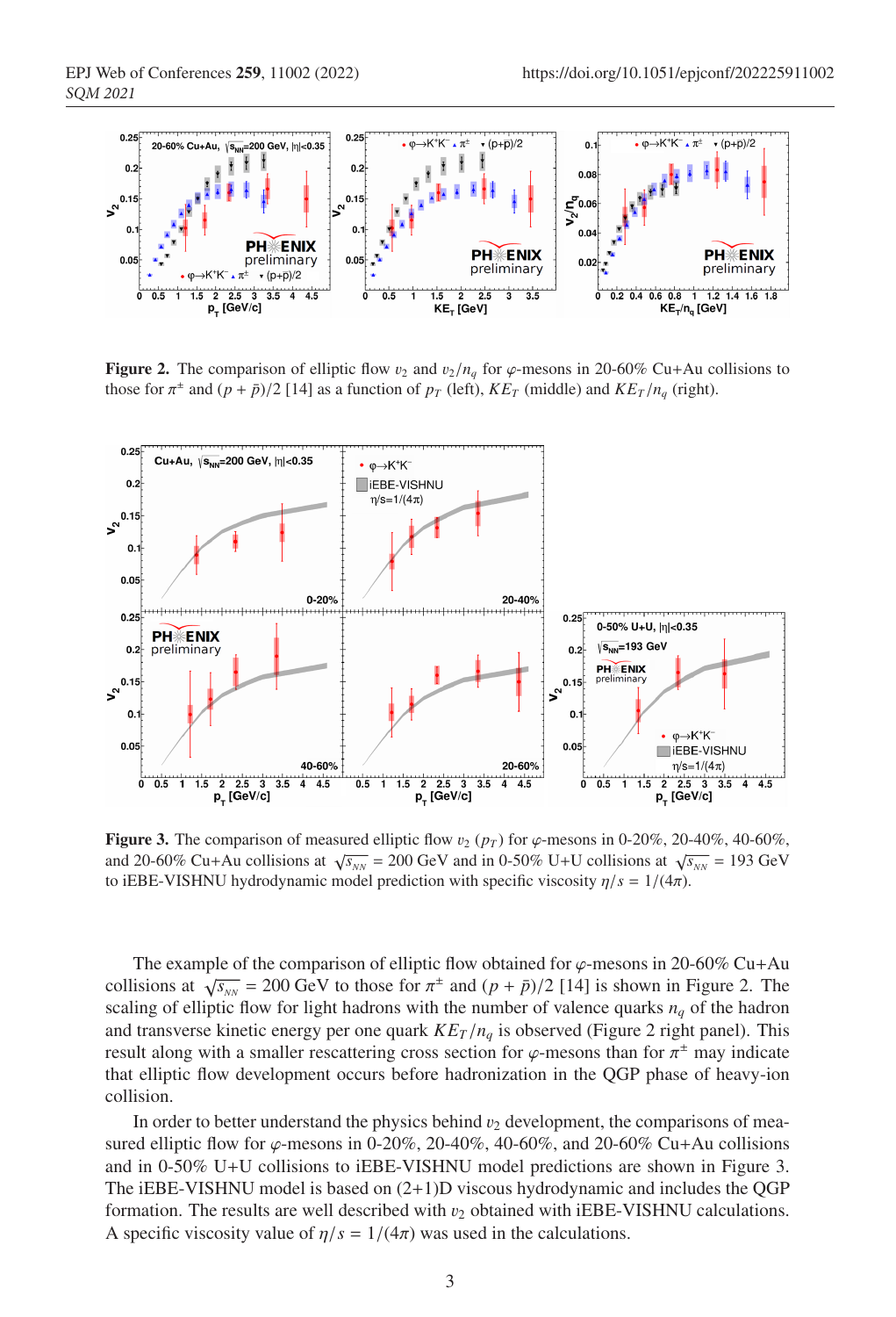**Figure 2.** The comparison of elliptic flow $v_2$ and $v_2/n_q$ for $\varphi$-mesons in 20-60% Cu+Au collisions to those for $\pi^{\pm}$ and $(p+\bar{p})/2$ [14] as a function of $p_T$ (left), $KE_T$ (middle) and $KE_T/n_q$ (right).

**Figure 3.** The comparison of measured elliptic flow $v_2$ $(p_T)$ for $\varphi$-mesons in 0-20%, 20-40%, 40-60%, and 20-60% Cu+Au collisions at $\sqrt{s_{NN}}$ = 200 GeV and in 0-50% U+U collisions at $\sqrt{s_{NN}}$ = 193 GeV to iEBE-VISHNU hydrodynamic model prediction with specific viscosity $\eta/s = 1/(4\pi)$.

The example of the comparison of elliptic flow obtained for $\varphi$-mesons in 20-60% Cu+Au collisions at $\sqrt{s_{NN}}$ = 200 GeV to those for $\pi^{\pm}$ and $(p+\bar{p})/2$ [14] is shown in Figure 2. The scaling of elliptic flow for light hadrons with the number of valence quarks $n_q$ of the hadron and transverse kinetic energy per one quark $KE_T/n_q$ is observed (Figure 2 right panel). This result along with a smaller rescattering cross section for $\varphi$-mesons than for $\pi^{\pm}$ may indicate that elliptic flow development occurs before hadronization in the QGP phase of heavy-ion collision.

In order to better understand the physics behind $v_2$ development, the comparisons of measured elliptic flow for $\varphi$-mesons in 0-20%, 20-40%, 40-60%, and 20-60% Cu+Au collisions and in 0-50% U+U collisions to iEBE-VISHNU model predictions are shown in Figure 3. The iEBE-VISHNU model is based on (2+1)D viscous hydrodynamic and includes the QGP formation. The results are well described with $v_2$ obtained with iEBE-VISHNU calculations. A specific viscosity value of $\eta/s = 1/(4\pi)$ was used in the calculations.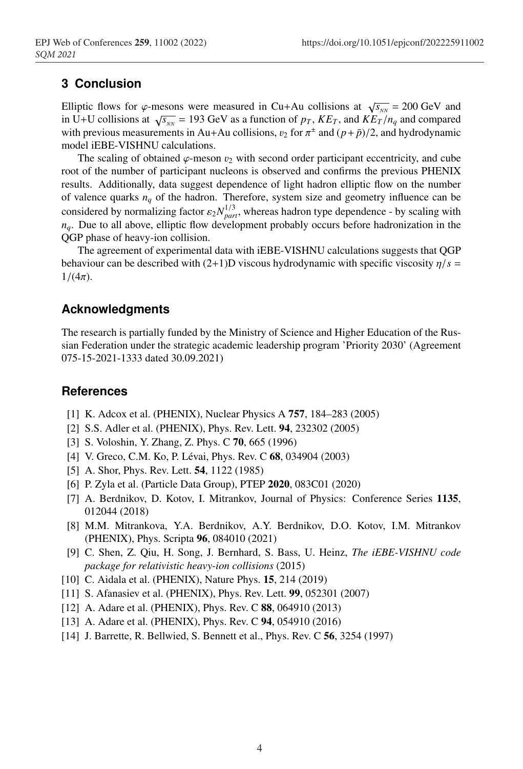## 3 Conclusion

Elliptic flows for $\varphi$-mesons were measured in Cu+Au collisions at $\sqrt{s_{NN}} = 200$ GeV and in U+U collisions at $\sqrt{s_{NN}} = 193$ GeV as a function of $p_T$, $KE_T$, and $KE_T/n_q$ and compared with previous measurements in Au+Au collisions, $v_2$ for $\pi^{\pm}$ and $(p+\bar{p})/2$, and hydrodynamic model iEBE-VISHNU calculations.

The scaling of obtained $\varphi$-meson $v_2$ with second order participant eccentricity, and cube root of the number of participant nucleons is observed and confirms the previous PHENIX results. Additionally, data suggest dependence of light hadron elliptic flow on the number of valence quarks $n_q$ of the hadron. Therefore, system size and geometry influence can be considered by normalizing factor $\varepsilon_2 N_{part}^{1/3}$, whereas hadron type dependence - by scaling with $n_q$. Due to all above, elliptic flow development probably occurs before hadronization in the QGP phase of heavy-ion collision.

The agreement of experimental data with iEBE-VISHNU calculations suggests that QGP behaviour can be described with (2+1)D viscous hydrodynamic with specific viscosity $\eta/s = 1/(4\pi)$.

## Acknowledgments

The research is partially funded by the Ministry of Science and Higher Education of the Russian Federation under the strategic academic leadership program 'Priority 2030' (Agreement 075-15-2021-1333 dated 30.09.2021)

## References

[1] K. Adcox et al. (PHENIX), Nuclear Physics A **757**, 184–283 (2005)

[2] S.S. Adler et al. (PHENIX), Phys. Rev. Lett. **94**, 232302 (2005)

[3] S. Voloshin, Y. Zhang, Z. Phys. C **70**, 665 (1996)

[4] V. Greco, C.M. Ko, P. Lévai, Phys. Rev. C **68**, 034904 (2003)

[5] A. Shor, Phys. Rev. Lett. **54**, 1122 (1985)

[6] P. Zyla et al. (Particle Data Group), PTEP **2020**, 083C01 (2020)

[7] A. Berdnikov, D. Kotov, I. Mitrankov, Journal of Physics: Conference Series **1135**, 012044 (2018)

[8] M.M. Mitrankova, Y.A. Berdnikov, A.Y. Berdnikov, D.O. Kotov, I.M. Mitrankov (PHENIX), Phys. Scripta **96**, 084010 (2021)

[9] C. Shen, Z. Qiu, H. Song, J. Bernhard, S. Bass, U. Heinz, *The iEBE-VISHNU code package for relativistic heavy-ion collisions* (2015)

[10] C. Aidala et al. (PHENIX), Nature Phys. **15**, 214 (2019)

[11] S. Afanasiev et al. (PHENIX), Phys. Rev. Lett. **99**, 052301 (2007)

[12] A. Adare et al. (PHENIX), Phys. Rev. C **88**, 064910 (2013)

[13] A. Adare et al. (PHENIX), Phys. Rev. C **94**, 054910 (2016)

[14] J. Barrette, R. Bellwied, S. Bennett et al., Phys. Rev. C **56**, 3254 (1997)